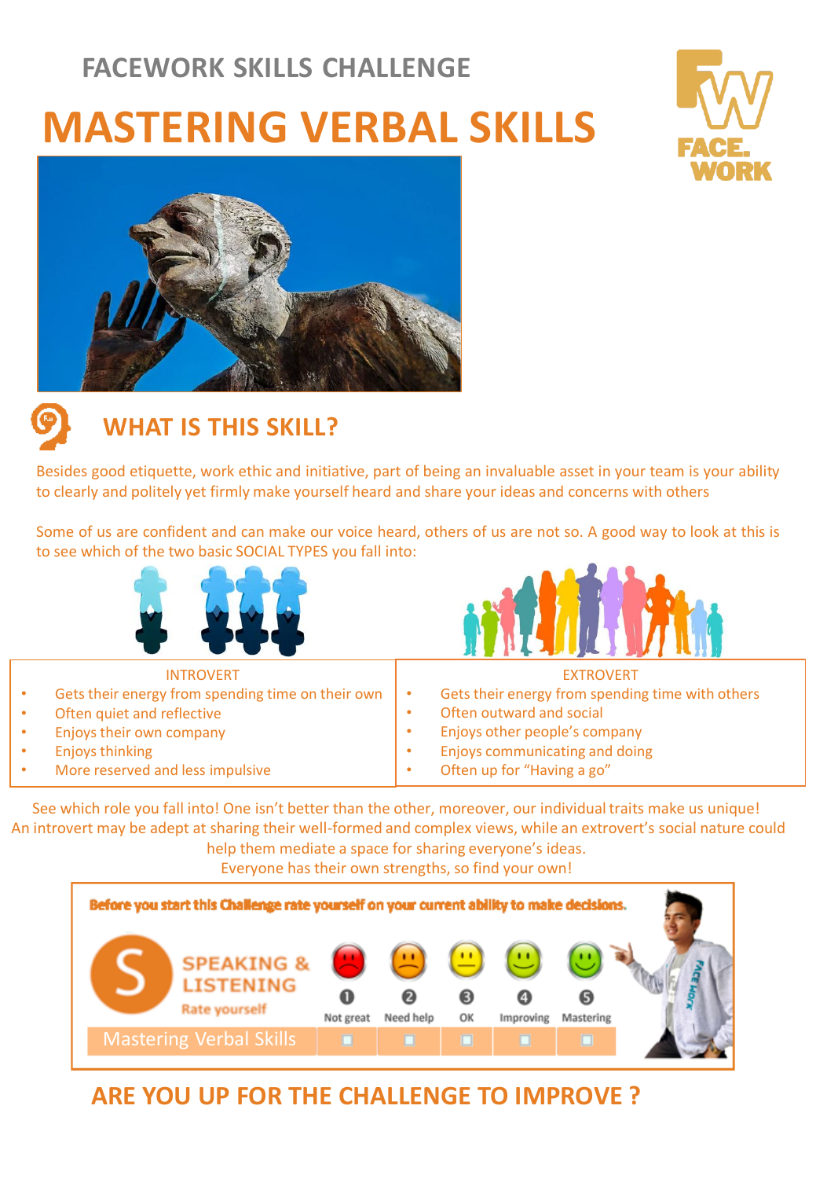FACEWORK SKILLS CHALLENGE

# MASTERING VERBAL SKILLS

FACE. WORK

## WHAT IS THIS SKILL?

Besides good etiquette, work ethic and initiative, part of being an invaluable asset in your team is your ability to clearly and politely yet firmly make yourself heard and share your ideas and concerns with others

Some of us are confident and can make our voice heard, others of us are not so. A good way to look at this is to see which of the two basic SOCIAL TYPES you fall into:

| INTROVERT | EXTROVERT |
| --- | --- |
| • Gets their energy from spending time on their own<br>• Often quiet and reflective<br>• Enjoys their own company<br>• Enjoys thinking<br>• More reserved and less impulsive | • Gets their energy from spending time with others<br>• Often outward and social<br>• Enjoys other people's company<br>• Enjoys communicating and doing<br>• Often up for "Having a go" |

See which role you fall into! One isn't better than the other, moreover, our individual traits make us unique! An introvert may be adept at sharing their well-formed and complex views, while an extrovert's social nature could help them mediate a space for sharing everyone's ideas.
Everyone has their own strengths, so find your own!

**Before you start this Challenge rate yourself on your current ability to make decisions.**

SPEAKING & LISTENING
Rate yourself

| | 1 Not great | 2 Need help | 3 OK | 4 Improving | 5 Mastering |
| --- | --- | --- | --- | --- | --- |
| Mastering Verbal Skills | ☐ | ☐ | ☐ | ☐ | ☐ |

## ARE YOU UP FOR THE CHALLENGE TO IMPROVE ?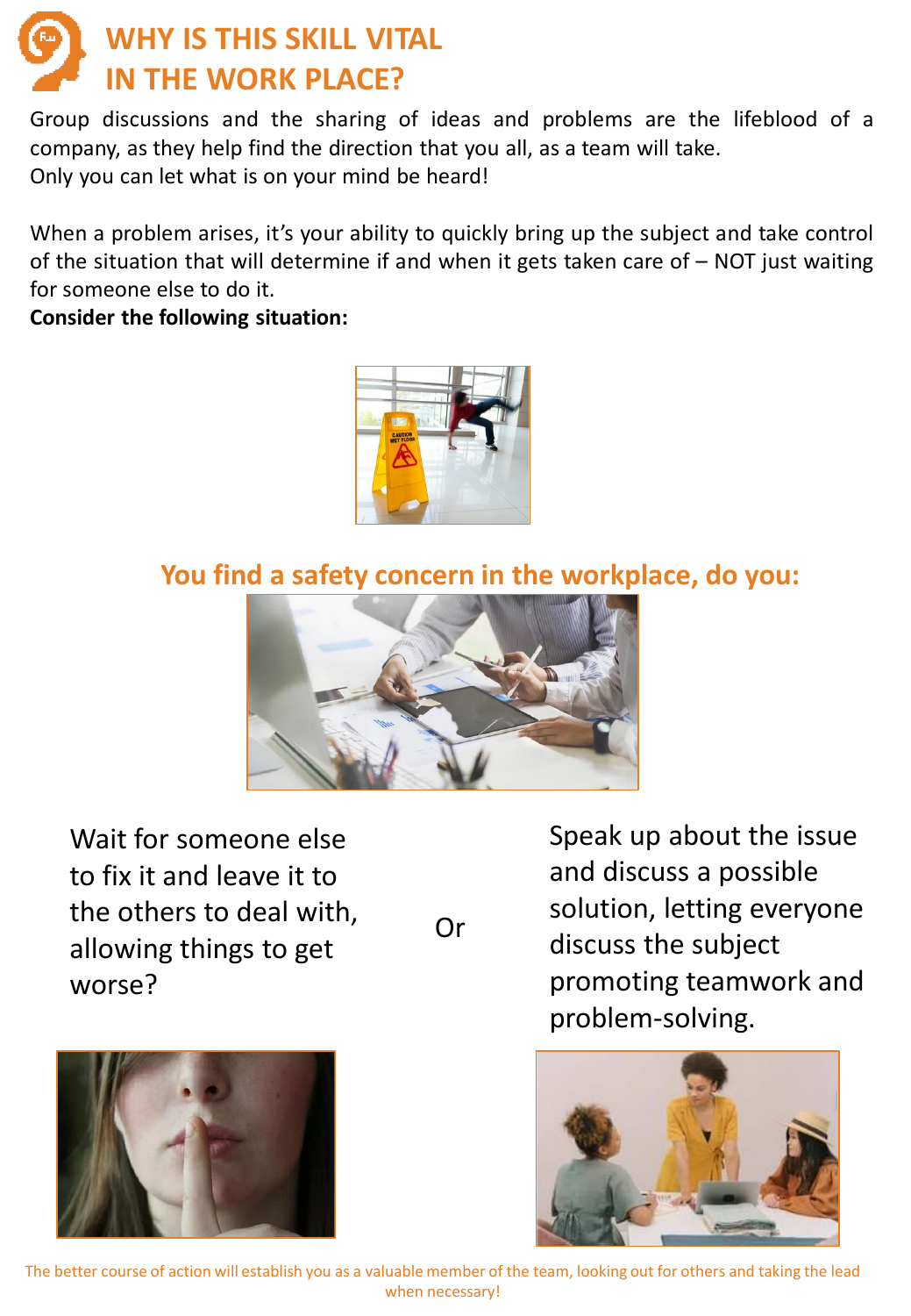# WHY IS THIS SKILL VITAL IN THE WORK PLACE?

Group discussions and the sharing of ideas and problems are the lifeblood of a company, as they help find the direction that you all, as a team will take.
Only you can let what is on your mind be heard!

When a problem arises, it's your ability to quickly bring up the subject and take control of the situation that will determine if and when it gets taken care of – NOT just waiting for someone else to do it.

**Consider the following situation:**

## You find a safety concern in the workplace, do you:

Wait for someone else to fix it and leave it to the others to deal with, allowing things to get worse?

Or

Speak up about the issue and discuss a possible solution, letting everyone discuss the subject promoting teamwork and problem-solving.

The better course of action will establish you as a valuable member of the team, looking out for others and taking the lead when necessary!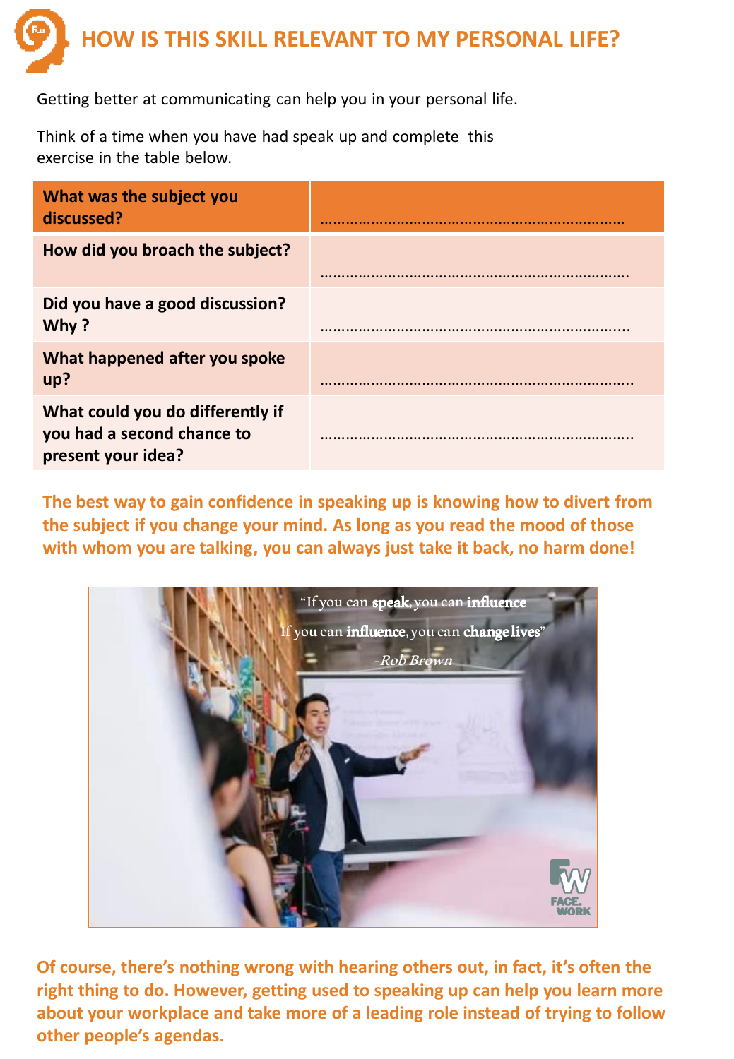# HOW IS THIS SKILL RELEVANT TO MY PERSONAL LIFE?

Getting better at communicating can help you in your personal life.

Think of a time when you have had speak up and complete this exercise in the table below.

| What was the subject you discussed? | ………………………………………………………………… |
|---|---|
| How did you broach the subject? | ………………………………………………………………… |
| Did you have a good discussion? Why ? | ………………………………………………………………… |
| What happened after you spoke up? | ………………………………………………………………… |
| What could you do differently if you had a second chance to present your idea? | ………………………………………………………………… |

**The best way to gain confidence in speaking up is knowing how to divert from the subject if you change your mind. As long as you read the mood of those with whom you are talking, you can always just take it back, no harm done!**

**Of course, there's nothing wrong with hearing others out, in fact, it's often the right thing to do. However, getting used to speaking up can help you learn more about your workplace and take more of a leading role instead of trying to follow other people's agendas.**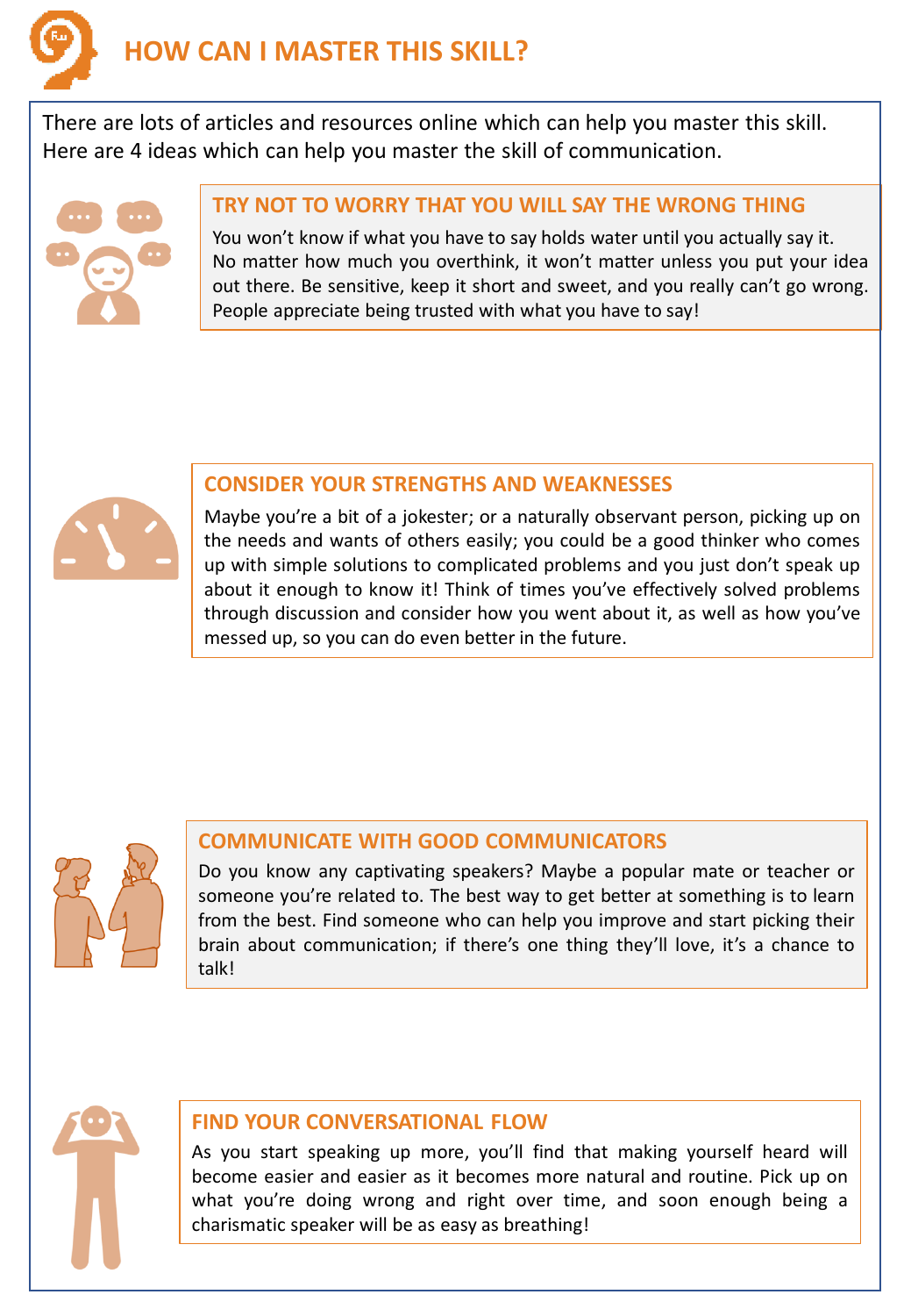# HOW CAN I MASTER THIS SKILL?

There are lots of articles and resources online which can help you master this skill. Here are 4 ideas which can help you master the skill of communication.

## TRY NOT TO WORRY THAT YOU WILL SAY THE WRONG THING

You won't know if what you have to say holds water until you actually say it. No matter how much you overthink, it won't matter unless you put your idea out there. Be sensitive, keep it short and sweet, and you really can't go wrong. People appreciate being trusted with what you have to say!

## CONSIDER YOUR STRENGTHS AND WEAKNESSES

Maybe you're a bit of a jokester; or a naturally observant person, picking up on the needs and wants of others easily; you could be a good thinker who comes up with simple solutions to complicated problems and you just don't speak up about it enough to know it! Think of times you've effectively solved problems through discussion and consider how you went about it, as well as how you've messed up, so you can do even better in the future.

## COMMUNICATE WITH GOOD COMMUNICATORS

Do you know any captivating speakers? Maybe a popular mate or teacher or someone you're related to. The best way to get better at something is to learn from the best. Find someone who can help you improve and start picking their brain about communication; if there's one thing they'll love, it's a chance to talk!

## FIND YOUR CONVERSATIONAL FLOW

As you start speaking up more, you'll find that making yourself heard will become easier and easier as it becomes more natural and routine. Pick up on what you're doing wrong and right over time, and soon enough being a charismatic speaker will be as easy as breathing!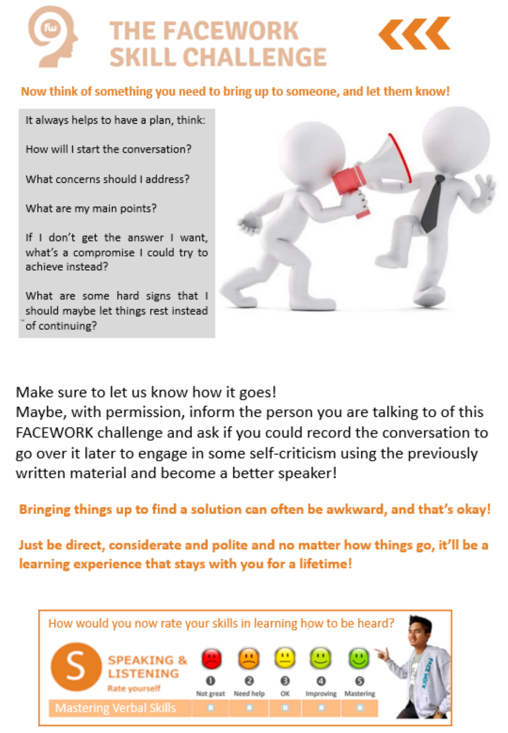# THE FACEWORK SKILL CHALLENGE

**Now think of something you need to bring up to someone, and let them know!**

It always helps to have a plan, think:

How will I start the conversation?

What concerns should I address?

What are my main points?

If I don't get the answer I want, what's a compromise I could try to achieve instead?

What are some hard signs that I should maybe let things rest instead of continuing?

Make sure to let us know how it goes!
Maybe, with permission, inform the person you are talking to of this FACEWORK challenge and ask if you could record the conversation to go over it later to engage in some self-criticism using the previously written material and become a better speaker!

**Bringing things up to find a solution can often be awkward, and that's okay!**

**Just be direct, considerate and polite and no matter how things go, it'll be a learning experience that stays with you for a lifetime!**

How would you now rate your skills in learning how to be heard?

**SPEAKING & LISTENING**
Rate yourself

| | 1 Not great | 2 Need help | 3 OK | 4 Improving | 5 Mastering |
|---|---|---|---|---|---|
| Mastering Verbal Skills | ☐ | ☐ | ☐ | ☐ | ☐ |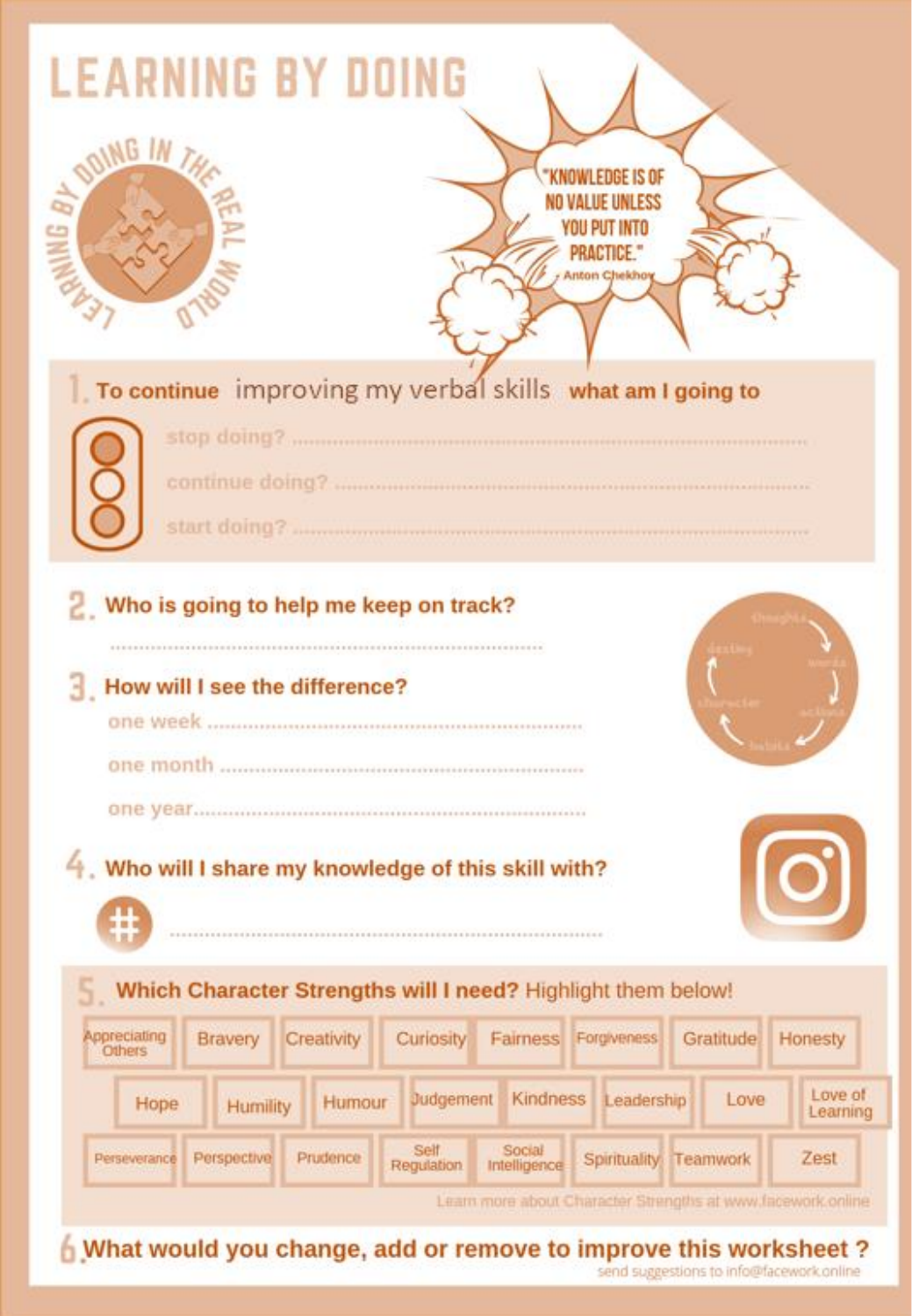# LEARNING BY DOING

LEARNING BY DOING IN THE REAL WORLD

"KNOWLEDGE IS OF NO VALUE UNLESS YOU PUT INTO PRACTICE."
- Anton Chekhov

## 1. To continue improving my verbal skills what am I going to

stop doing? ..........................................................................

continue doing? ......................................................................

start doing? ..........................................................................

## 2. Who is going to help me keep on track?

..........................................................................

## 3. How will I see the difference?

one week ..........................................................................

one month ..........................................................................

one year..........................................................................

thoughts → words → actions → habits → character → destiny

## 4. Who will I share my knowledge of this skill with?

# ..........................................................................

## 5. Which Character Strengths will I need? Highlight them below!

| | | | | | | | |
|---|---|---|---|---|---|---|---|
| Appreciating Others | Bravery | Creativity | Curiosity | Fairness | Forgiveness | Gratitude | Honesty |
| Hope | Humility | Humour | Judgement | Kindness | Leadership | Love | Love of Learning |
| Perseverance | Perspective | Prudence | Self Regulation | Social Intelligence | Spirituality | Teamwork | Zest |

Learn more about Character Strengths at www.facework.online

## 6. What would you change, add or remove to improve this worksheet ?

send suggestions to info@facework.online